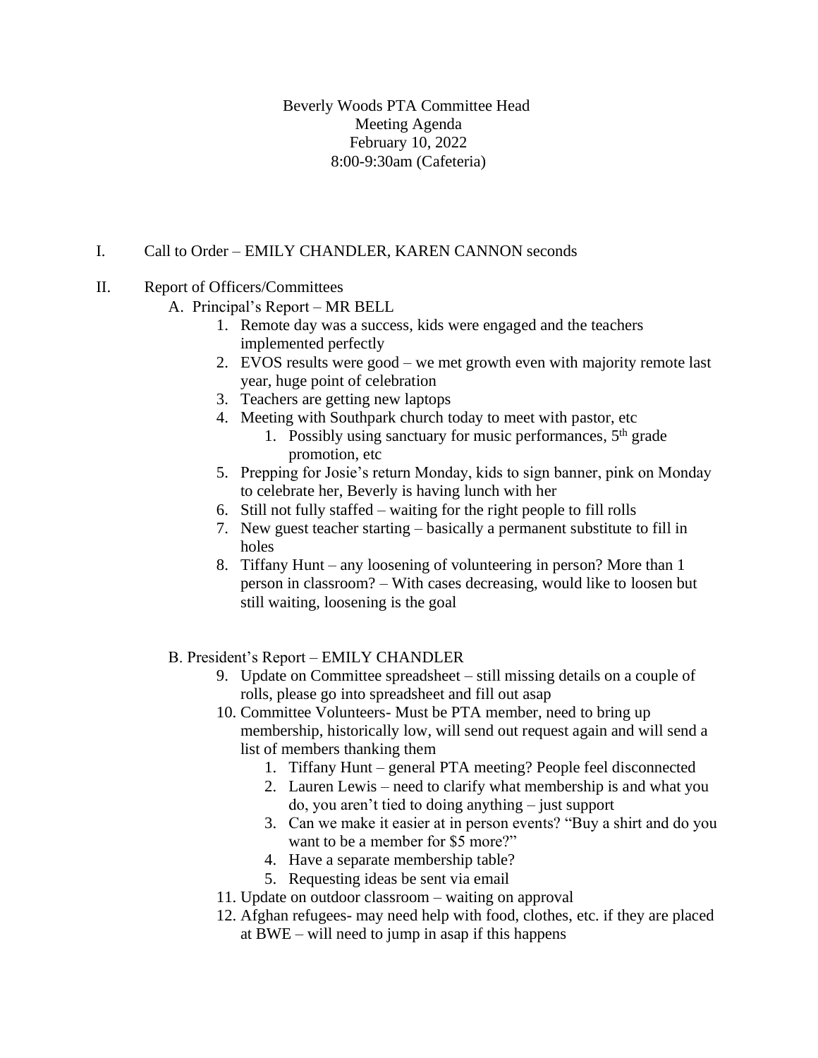Beverly Woods PTA Committee Head
Meeting Agenda
February 10, 2022
8:00-9:30am (Cafeteria)

I. Call to Order – EMILY CHANDLER, KAREN CANNON seconds

II. Report of Officers/Committees

A. Principal's Report – MR BELL

1. Remote day was a success, kids were engaged and the teachers implemented perfectly
2. EVOS results were good – we met growth even with majority remote last year, huge point of celebration
3. Teachers are getting new laptops
4. Meeting with Southpark church today to meet with pastor, etc
    1. Possibly using sanctuary for music performances, 5th grade promotion, etc
5. Prepping for Josie's return Monday, kids to sign banner, pink on Monday to celebrate her, Beverly is having lunch with her
6. Still not fully staffed – waiting for the right people to fill rolls
7. New guest teacher starting – basically a permanent substitute to fill in holes
8. Tiffany Hunt – any loosening of volunteering in person? More than 1 person in classroom? – With cases decreasing, would like to loosen but still waiting, loosening is the goal

B. President's Report – EMILY CHANDLER

9. Update on Committee spreadsheet – still missing details on a couple of rolls, please go into spreadsheet and fill out asap
10. Committee Volunteers- Must be PTA member, need to bring up membership, historically low, will send out request again and will send a list of members thanking them
    1. Tiffany Hunt – general PTA meeting? People feel disconnected
    2. Lauren Lewis – need to clarify what membership is and what you do, you aren't tied to doing anything – just support
    3. Can we make it easier at in person events? "Buy a shirt and do you want to be a member for $5 more?"
    4. Have a separate membership table?
    5. Requesting ideas be sent via email
11. Update on outdoor classroom – waiting on approval
12. Afghan refugees- may need help with food, clothes, etc. if they are placed at BWE – will need to jump in asap if this happens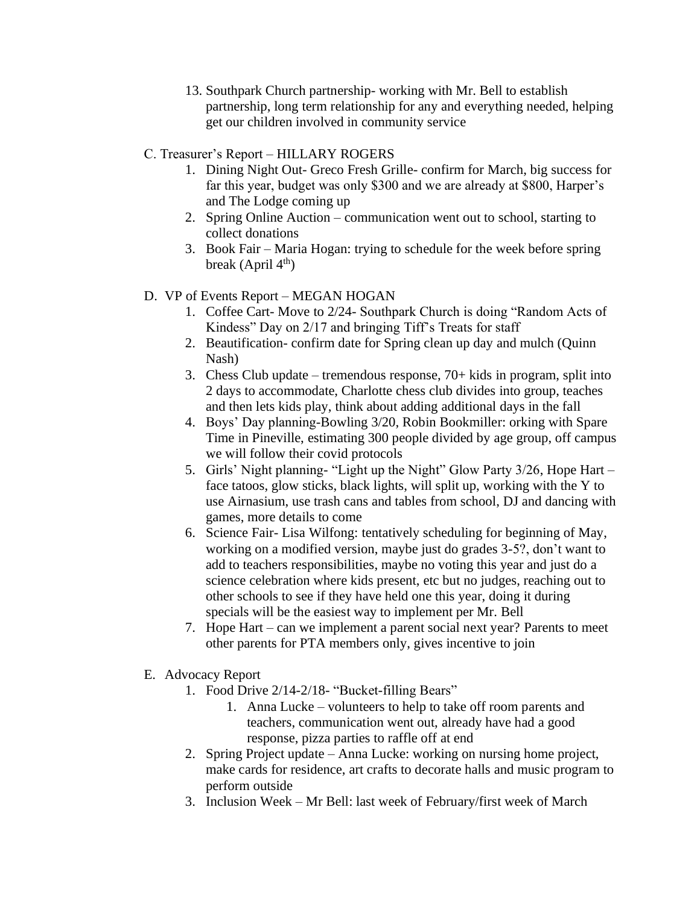13. Southpark Church partnership- working with Mr. Bell to establish partnership, long term relationship for any and everything needed, helping get our children involved in community service

C. Treasurer's Report – HILLARY ROGERS

1. Dining Night Out- Greco Fresh Grille- confirm for March, big success for far this year, budget was only $300 and we are already at $800, Harper's and The Lodge coming up
2. Spring Online Auction – communication went out to school, starting to collect donations
3. Book Fair – Maria Hogan: trying to schedule for the week before spring break (April 4th)

D. VP of Events Report – MEGAN HOGAN

1. Coffee Cart- Move to 2/24- Southpark Church is doing "Random Acts of Kindess" Day on 2/17 and bringing Tiff's Treats for staff
2. Beautification- confirm date for Spring clean up day and mulch (Quinn Nash)
3. Chess Club update – tremendous response, 70+ kids in program, split into 2 days to accommodate, Charlotte chess club divides into group, teaches and then lets kids play, think about adding additional days in the fall
4. Boys' Day planning-Bowling 3/20, Robin Bookmiller: orking with Spare Time in Pineville, estimating 300 people divided by age group, off campus we will follow their covid protocols
5. Girls' Night planning- "Light up the Night" Glow Party 3/26, Hope Hart – face tatoos, glow sticks, black lights, will split up, working with the Y to use Airnasium, use trash cans and tables from school, DJ and dancing with games, more details to come
6. Science Fair- Lisa Wilfong: tentatively scheduling for beginning of May, working on a modified version, maybe just do grades 3-5?, don't want to add to teachers responsibilities, maybe no voting this year and just do a science celebration where kids present, etc but no judges, reaching out to other schools to see if they have held one this year, doing it during specials will be the easiest way to implement per Mr. Bell
7. Hope Hart – can we implement a parent social next year? Parents to meet other parents for PTA members only, gives incentive to join

E. Advocacy Report

1. Food Drive 2/14-2/18- "Bucket-filling Bears"
    1. Anna Lucke – volunteers to help to take off room parents and teachers, communication went out, already have had a good response, pizza parties to raffle off at end
2. Spring Project update – Anna Lucke: working on nursing home project, make cards for residence, art crafts to decorate halls and music program to perform outside
3. Inclusion Week – Mr Bell: last week of February/first week of March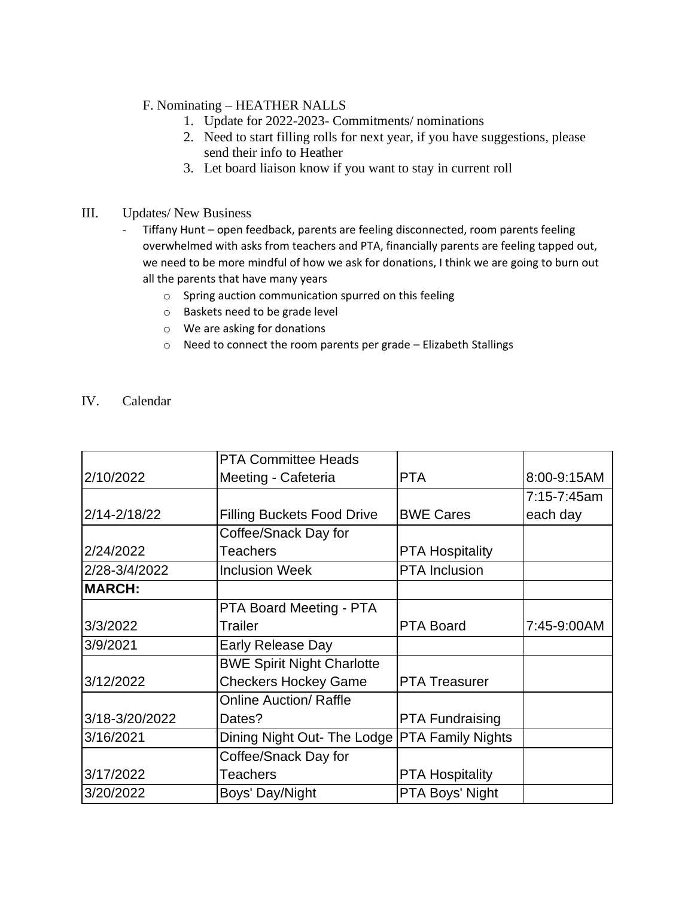F. Nominating – HEATHER NALLS

1. Update for 2022-2023- Commitments/ nominations
2. Need to start filling rolls for next year, if you have suggestions, please send their info to Heather
3. Let board liaison know if you want to stay in current roll

III. Updates/ New Business

- Tiffany Hunt – open feedback, parents are feeling disconnected, room parents feeling overwhelmed with asks from teachers and PTA, financially parents are feeling tapped out, we need to be more mindful of how we ask for donations, I think we are going to burn out all the parents that have many years
  - Spring auction communication spurred on this feeling
  - Baskets need to be grade level
  - We are asking for donations
  - Need to connect the room parents per grade – Elizabeth Stallings

IV. Calendar

| | | | |
|---|---|---|---|
| 2/10/2022 | PTA Committee Heads Meeting - Cafeteria | PTA | 8:00-9:15AM |
| 2/14-2/18/22 | Filling Buckets Food Drive | BWE Cares | 7:15-7:45am each day |
| 2/24/2022 | Coffee/Snack Day for Teachers | PTA Hospitality | |
| 2/28-3/4/2022 | Inclusion Week | PTA Inclusion | |
| **MARCH:** | | | |
| 3/3/2022 | PTA Board Meeting - PTA Trailer | PTA Board | 7:45-9:00AM |
| 3/9/2021 | Early Release Day | | |
| 3/12/2022 | BWE Spirit Night Charlotte Checkers Hockey Game | PTA Treasurer | |
| 3/18-3/20/2022 | Online Auction/ Raffle Dates? | PTA Fundraising | |
| 3/16/2021 | Dining Night Out- The Lodge | PTA Family Nights | |
| 3/17/2022 | Coffee/Snack Day for Teachers | PTA Hospitality | |
| 3/20/2022 | Boys' Day/Night | PTA Boys' Night | |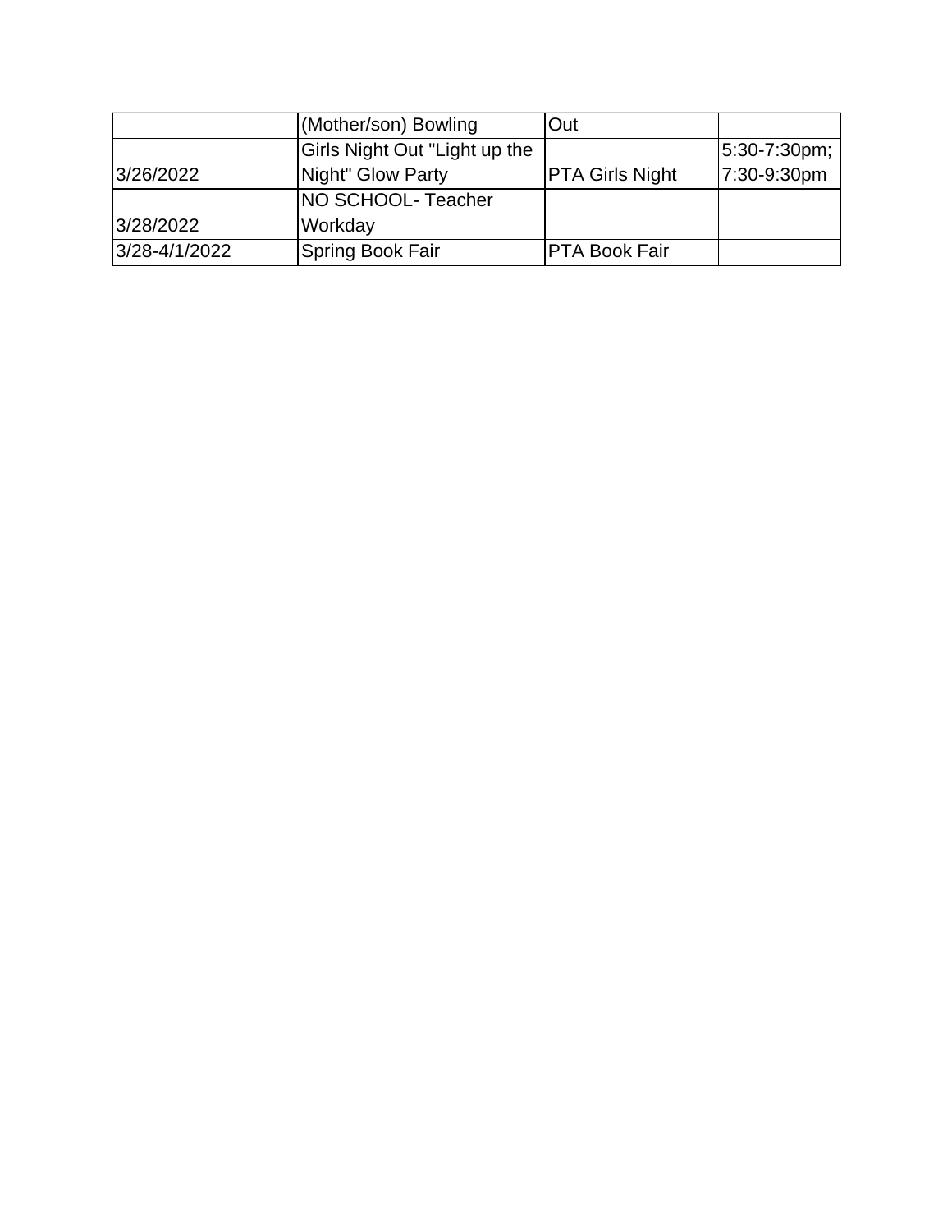| | | | |
|---|---|---|---|
| | (Mother/son) Bowling | Out | |
| 3/26/2022 | Girls Night Out "Light up the Night" Glow Party | PTA Girls Night | 5:30-7:30pm; 7:30-9:30pm |
| 3/28/2022 | NO SCHOOL- Teacher Workday | | |
| 3/28-4/1/2022 | Spring Book Fair | PTA Book Fair | |